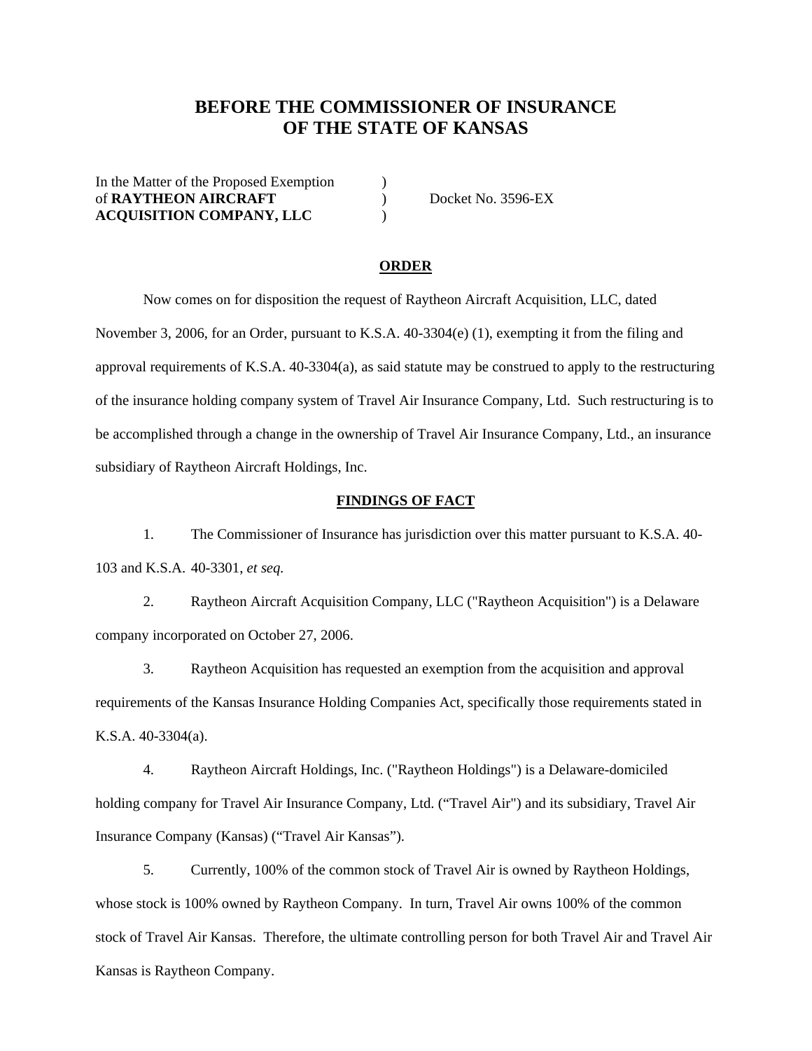# BEFORE THE COMMISSIONER OF INSURANCE
# OF THE STATE OF KANSAS

| | | |
|---|---|---|
| In the Matter of the Proposed Exemption of **RAYTHEON AIRCRAFT ACQUISITION COMPANY, LLC** | ) ) ) | Docket No. 3596-EX |

## ORDER

Now comes on for disposition the request of Raytheon Aircraft Acquisition, LLC, dated November 3, 2006, for an Order, pursuant to K.S.A. 40-3304(e) (1), exempting it from the filing and approval requirements of K.S.A. 40-3304(a), as said statute may be construed to apply to the restructuring of the insurance holding company system of Travel Air Insurance Company, Ltd. Such restructuring is to be accomplished through a change in the ownership of Travel Air Insurance Company, Ltd., an insurance subsidiary of Raytheon Aircraft Holdings, Inc.

## FINDINGS OF FACT

1. The Commissioner of Insurance has jurisdiction over this matter pursuant to K.S.A. 40-103 and K.S.A. 40-3301, *et seq.*

2. Raytheon Aircraft Acquisition Company, LLC ("Raytheon Acquisition") is a Delaware company incorporated on October 27, 2006.

3. Raytheon Acquisition has requested an exemption from the acquisition and approval requirements of the Kansas Insurance Holding Companies Act, specifically those requirements stated in K.S.A. 40-3304(a).

4. Raytheon Aircraft Holdings, Inc. ("Raytheon Holdings") is a Delaware-domiciled holding company for Travel Air Insurance Company, Ltd. ("Travel Air") and its subsidiary, Travel Air Insurance Company (Kansas) ("Travel Air Kansas").

5. Currently, 100% of the common stock of Travel Air is owned by Raytheon Holdings, whose stock is 100% owned by Raytheon Company. In turn, Travel Air owns 100% of the common stock of Travel Air Kansas. Therefore, the ultimate controlling person for both Travel Air and Travel Air Kansas is Raytheon Company.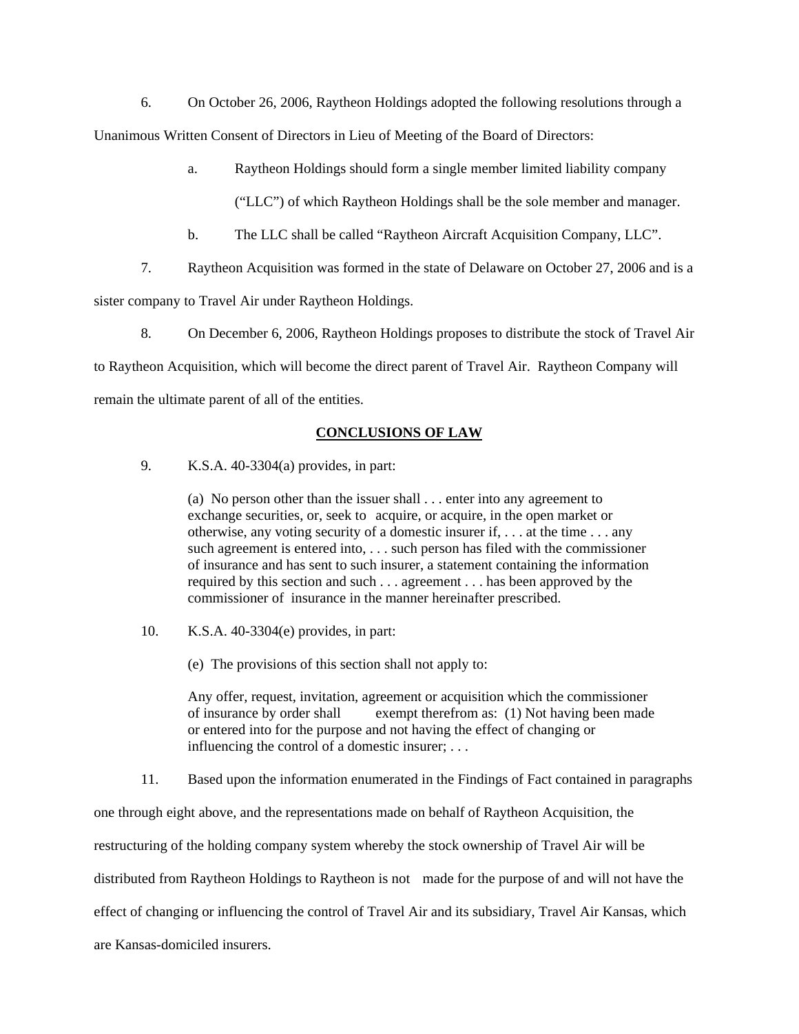6. On October 26, 2006, Raytheon Holdings adopted the following resolutions through a Unanimous Written Consent of Directors in Lieu of Meeting of the Board of Directors:

   a. Raytheon Holdings should form a single member limited liability company ("LLC") of which Raytheon Holdings shall be the sole member and manager.

   b. The LLC shall be called "Raytheon Aircraft Acquisition Company, LLC".

7. Raytheon Acquisition was formed in the state of Delaware on October 27, 2006 and is a sister company to Travel Air under Raytheon Holdings.

8. On December 6, 2006, Raytheon Holdings proposes to distribute the stock of Travel Air to Raytheon Acquisition, which will become the direct parent of Travel Air. Raytheon Company will remain the ultimate parent of all of the entities.

## CONCLUSIONS OF LAW

9. K.S.A. 40-3304(a) provides, in part:

> (a) No person other than the issuer shall . . . enter into any agreement to exchange securities, or, seek to acquire, or acquire, in the open market or otherwise, any voting security of a domestic insurer if, . . . at the time . . . any such agreement is entered into, . . . such person has filed with the commissioner of insurance and has sent to such insurer, a statement containing the information required by this section and such . . . agreement . . . has been approved by the commissioner of insurance in the manner hereinafter prescribed.

10. K.S.A. 40-3304(e) provides, in part:

> (e) The provisions of this section shall not apply to:
>
> Any offer, request, invitation, agreement or acquisition which the commissioner of insurance by order shall exempt therefrom as: (1) Not having been made or entered into for the purpose and not having the effect of changing or influencing the control of a domestic insurer; . . .

11. Based upon the information enumerated in the Findings of Fact contained in paragraphs one through eight above, and the representations made on behalf of Raytheon Acquisition, the restructuring of the holding company system whereby the stock ownership of Travel Air will be distributed from Raytheon Holdings to Raytheon is not made for the purpose of and will not have the effect of changing or influencing the control of Travel Air and its subsidiary, Travel Air Kansas, which are Kansas-domiciled insurers.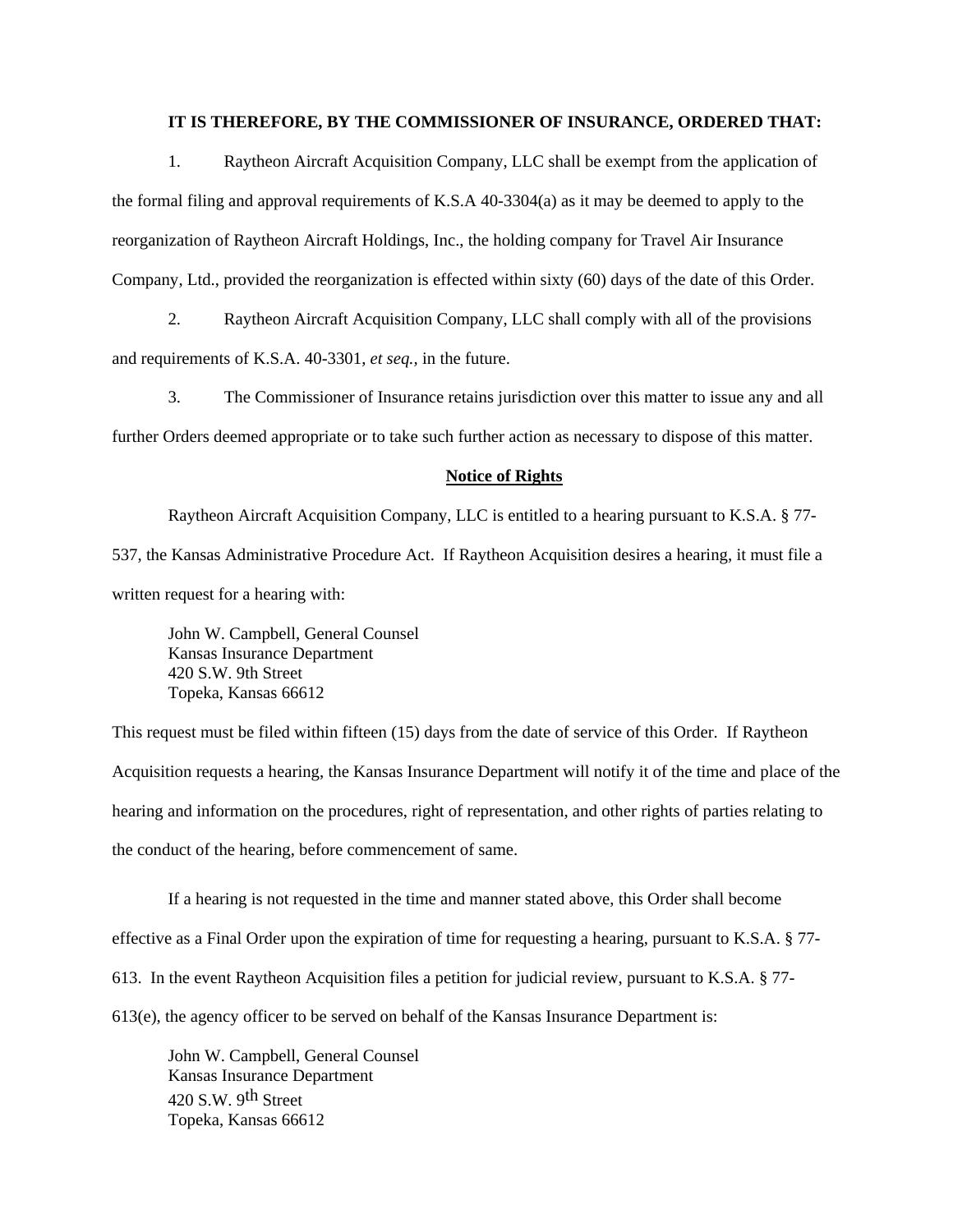**IT IS THEREFORE, BY THE COMMISSIONER OF INSURANCE, ORDERED THAT:**

1. Raytheon Aircraft Acquisition Company, LLC shall be exempt from the application of the formal filing and approval requirements of K.S.A 40-3304(a) as it may be deemed to apply to the reorganization of Raytheon Aircraft Holdings, Inc., the holding company for Travel Air Insurance Company, Ltd., provided the reorganization is effected within sixty (60) days of the date of this Order.

2. Raytheon Aircraft Acquisition Company, LLC shall comply with all of the provisions and requirements of K.S.A. 40-3301, *et seq.*, in the future.

3. The Commissioner of Insurance retains jurisdiction over this matter to issue any and all further Orders deemed appropriate or to take such further action as necessary to dispose of this matter.

## Notice of Rights

Raytheon Aircraft Acquisition Company, LLC is entitled to a hearing pursuant to K.S.A. § 77-537, the Kansas Administrative Procedure Act. If Raytheon Acquisition desires a hearing, it must file a written request for a hearing with:

John W. Campbell, General Counsel
Kansas Insurance Department
420 S.W. 9th Street
Topeka, Kansas 66612

This request must be filed within fifteen (15) days from the date of service of this Order. If Raytheon Acquisition requests a hearing, the Kansas Insurance Department will notify it of the time and place of the hearing and information on the procedures, right of representation, and other rights of parties relating to the conduct of the hearing, before commencement of same.

If a hearing is not requested in the time and manner stated above, this Order shall become effective as a Final Order upon the expiration of time for requesting a hearing, pursuant to K.S.A. § 77-613. In the event Raytheon Acquisition files a petition for judicial review, pursuant to K.S.A. § 77-613(e), the agency officer to be served on behalf of the Kansas Insurance Department is:

John W. Campbell, General Counsel
Kansas Insurance Department
420 S.W. 9th Street
Topeka, Kansas 66612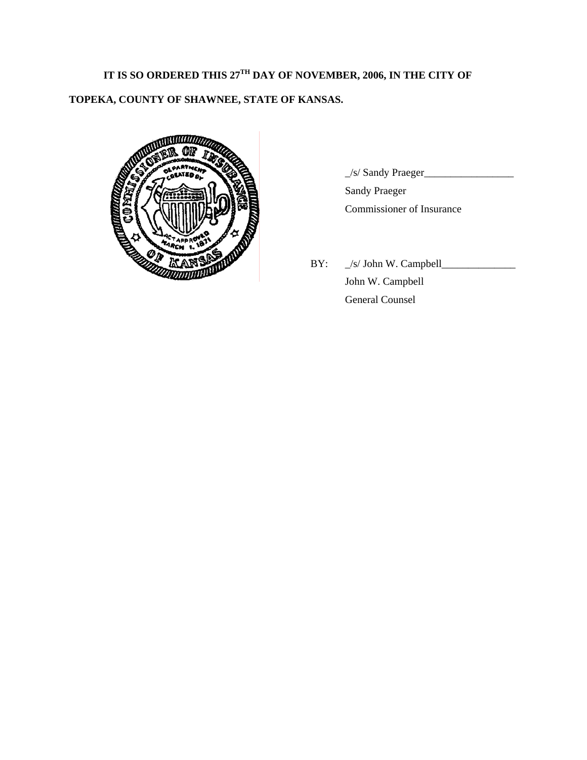**IT IS SO ORDERED THIS 27TH DAY OF NOVEMBER, 2006, IN THE CITY OF TOPEKA, COUNTY OF SHAWNEE, STATE OF KANSAS.**

_/s/ Sandy Praeger_________________
Sandy Praeger
Commissioner of Insurance

BY: _/s/ John W. Campbell______________
John W. Campbell
General Counsel